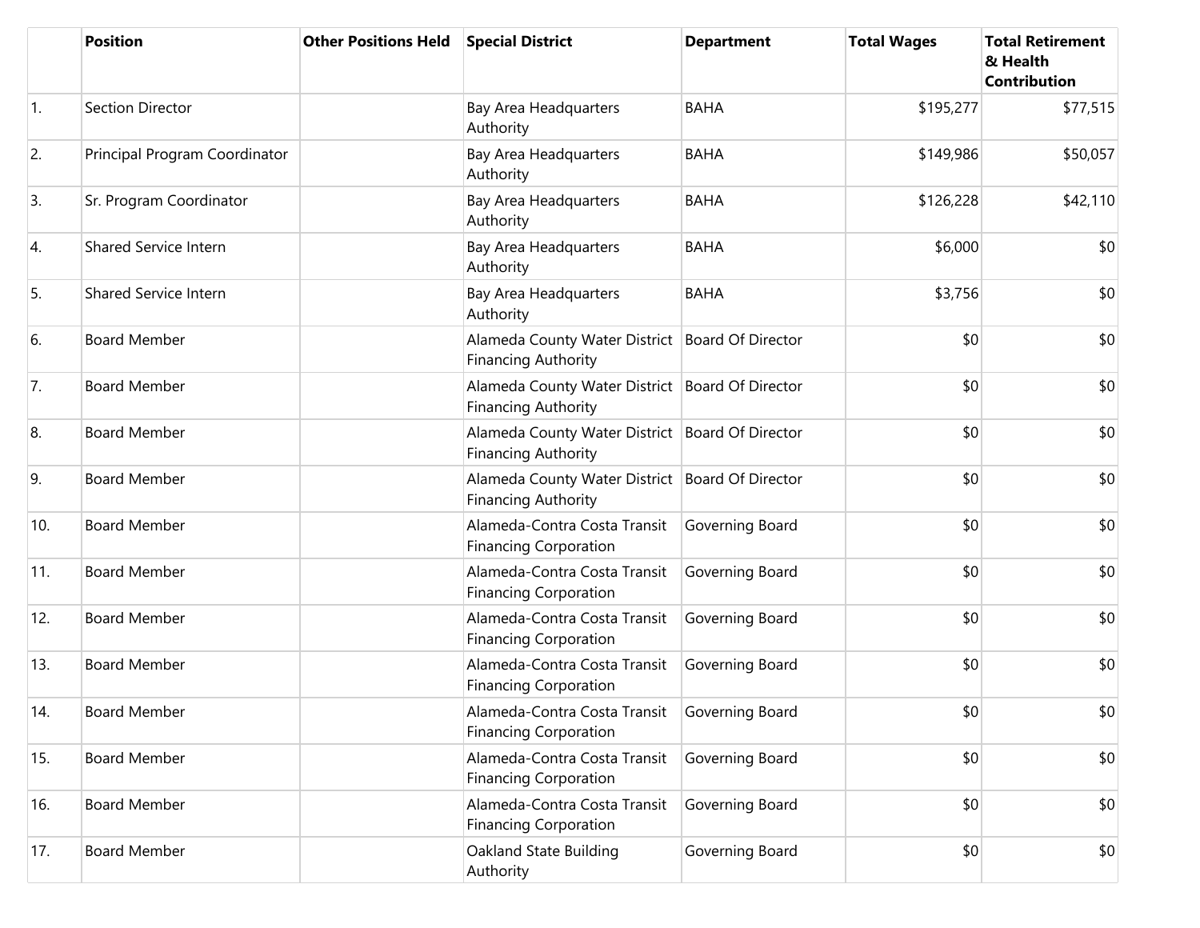|  | Position | Other Positions Held | Special District | Department | Total Wages | Total Retirement & Health Contribution |
| --- | --- | --- | --- | --- | --- | --- |
| 1. | Section Director |  | Bay Area Headquarters Authority | BAHA | $195,277 | $77,515 |
| 2. | Principal Program Coordinator |  | Bay Area Headquarters Authority | BAHA | $149,986 | $50,057 |
| 3. | Sr. Program Coordinator |  | Bay Area Headquarters Authority | BAHA | $126,228 | $42,110 |
| 4. | Shared Service Intern |  | Bay Area Headquarters Authority | BAHA | $6,000 | $0 |
| 5. | Shared Service Intern |  | Bay Area Headquarters Authority | BAHA | $3,756 | $0 |
| 6. | Board Member |  | Alameda County Water District Financing Authority | Board Of Director | $0 | $0 |
| 7. | Board Member |  | Alameda County Water District Financing Authority | Board Of Director | $0 | $0 |
| 8. | Board Member |  | Alameda County Water District Financing Authority | Board Of Director | $0 | $0 |
| 9. | Board Member |  | Alameda County Water District Financing Authority | Board Of Director | $0 | $0 |
| 10. | Board Member |  | Alameda-Contra Costa Transit Financing Corporation | Governing Board | $0 | $0 |
| 11. | Board Member |  | Alameda-Contra Costa Transit Financing Corporation | Governing Board | $0 | $0 |
| 12. | Board Member |  | Alameda-Contra Costa Transit Financing Corporation | Governing Board | $0 | $0 |
| 13. | Board Member |  | Alameda-Contra Costa Transit Financing Corporation | Governing Board | $0 | $0 |
| 14. | Board Member |  | Alameda-Contra Costa Transit Financing Corporation | Governing Board | $0 | $0 |
| 15. | Board Member |  | Alameda-Contra Costa Transit Financing Corporation | Governing Board | $0 | $0 |
| 16. | Board Member |  | Alameda-Contra Costa Transit Financing Corporation | Governing Board | $0 | $0 |
| 17. | Board Member |  | Oakland State Building Authority | Governing Board | $0 | $0 |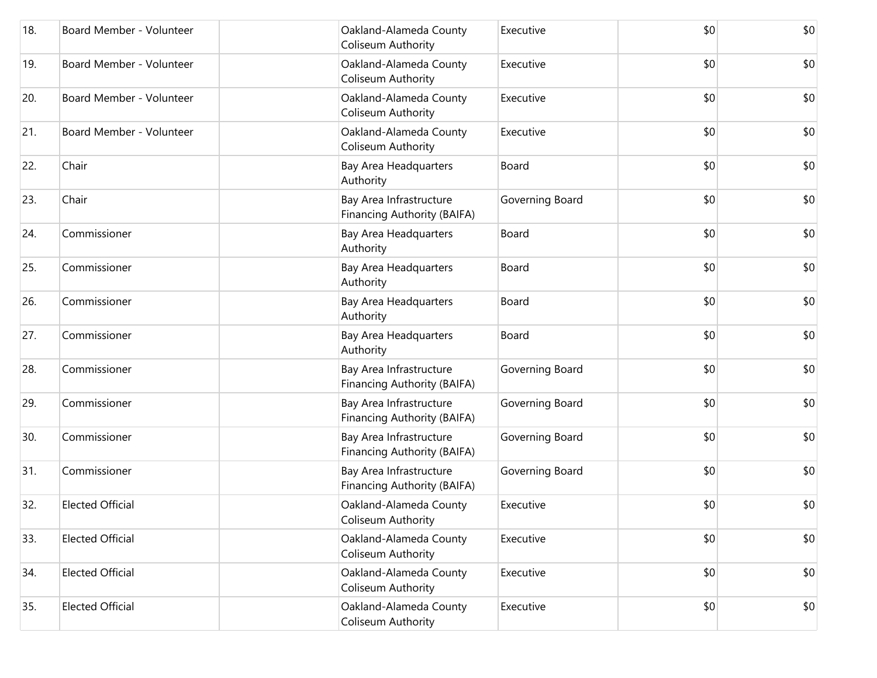| | | | | | | |
|---|---|---|---|---|---|---|
| 18. | Board Member - Volunteer | | Oakland-Alameda County Coliseum Authority | Executive | $0 | $0 |
| 19. | Board Member - Volunteer | | Oakland-Alameda County Coliseum Authority | Executive | $0 | $0 |
| 20. | Board Member - Volunteer | | Oakland-Alameda County Coliseum Authority | Executive | $0 | $0 |
| 21. | Board Member - Volunteer | | Oakland-Alameda County Coliseum Authority | Executive | $0 | $0 |
| 22. | Chair | | Bay Area Headquarters Authority | Board | $0 | $0 |
| 23. | Chair | | Bay Area Infrastructure Financing Authority (BAIFA) | Governing Board | $0 | $0 |
| 24. | Commissioner | | Bay Area Headquarters Authority | Board | $0 | $0 |
| 25. | Commissioner | | Bay Area Headquarters Authority | Board | $0 | $0 |
| 26. | Commissioner | | Bay Area Headquarters Authority | Board | $0 | $0 |
| 27. | Commissioner | | Bay Area Headquarters Authority | Board | $0 | $0 |
| 28. | Commissioner | | Bay Area Infrastructure Financing Authority (BAIFA) | Governing Board | $0 | $0 |
| 29. | Commissioner | | Bay Area Infrastructure Financing Authority (BAIFA) | Governing Board | $0 | $0 |
| 30. | Commissioner | | Bay Area Infrastructure Financing Authority (BAIFA) | Governing Board | $0 | $0 |
| 31. | Commissioner | | Bay Area Infrastructure Financing Authority (BAIFA) | Governing Board | $0 | $0 |
| 32. | Elected Official | | Oakland-Alameda County Coliseum Authority | Executive | $0 | $0 |
| 33. | Elected Official | | Oakland-Alameda County Coliseum Authority | Executive | $0 | $0 |
| 34. | Elected Official | | Oakland-Alameda County Coliseum Authority | Executive | $0 | $0 |
| 35. | Elected Official | | Oakland-Alameda County Coliseum Authority | Executive | $0 | $0 |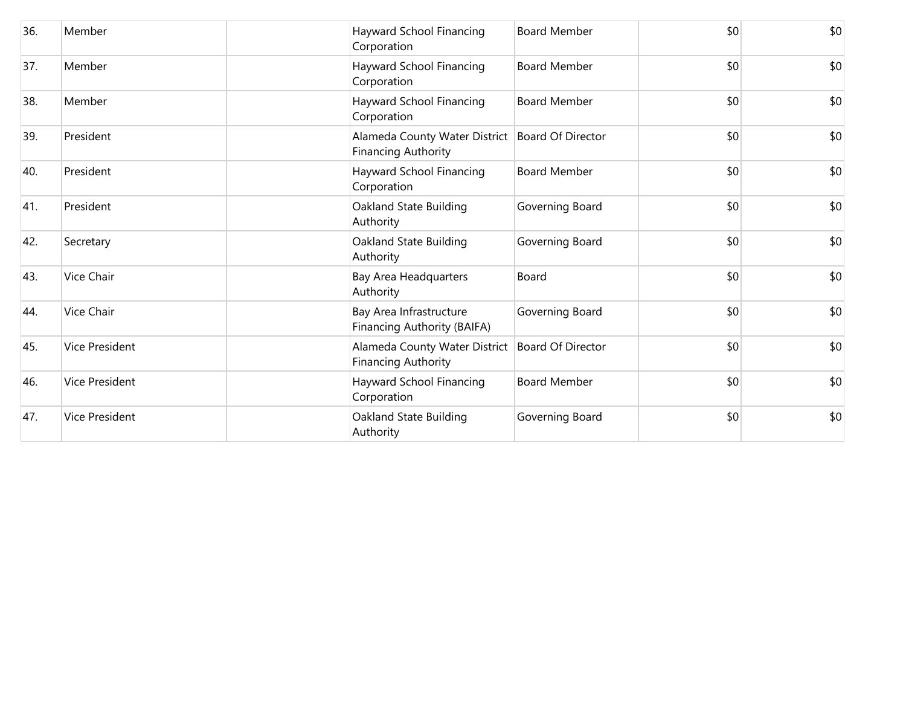| | | | | | | |
|---|---|---|---|---|---|---|
| 36. | Member | | Hayward School Financing Corporation | Board Member | $0 | $0 |
| 37. | Member | | Hayward School Financing Corporation | Board Member | $0 | $0 |
| 38. | Member | | Hayward School Financing Corporation | Board Member | $0 | $0 |
| 39. | President | | Alameda County Water District Financing Authority | Board Of Director | $0 | $0 |
| 40. | President | | Hayward School Financing Corporation | Board Member | $0 | $0 |
| 41. | President | | Oakland State Building Authority | Governing Board | $0 | $0 |
| 42. | Secretary | | Oakland State Building Authority | Governing Board | $0 | $0 |
| 43. | Vice Chair | | Bay Area Headquarters Authority | Board | $0 | $0 |
| 44. | Vice Chair | | Bay Area Infrastructure Financing Authority (BAIFA) | Governing Board | $0 | $0 |
| 45. | Vice President | | Alameda County Water District Financing Authority | Board Of Director | $0 | $0 |
| 46. | Vice President | | Hayward School Financing Corporation | Board Member | $0 | $0 |
| 47. | Vice President | | Oakland State Building Authority | Governing Board | $0 | $0 |